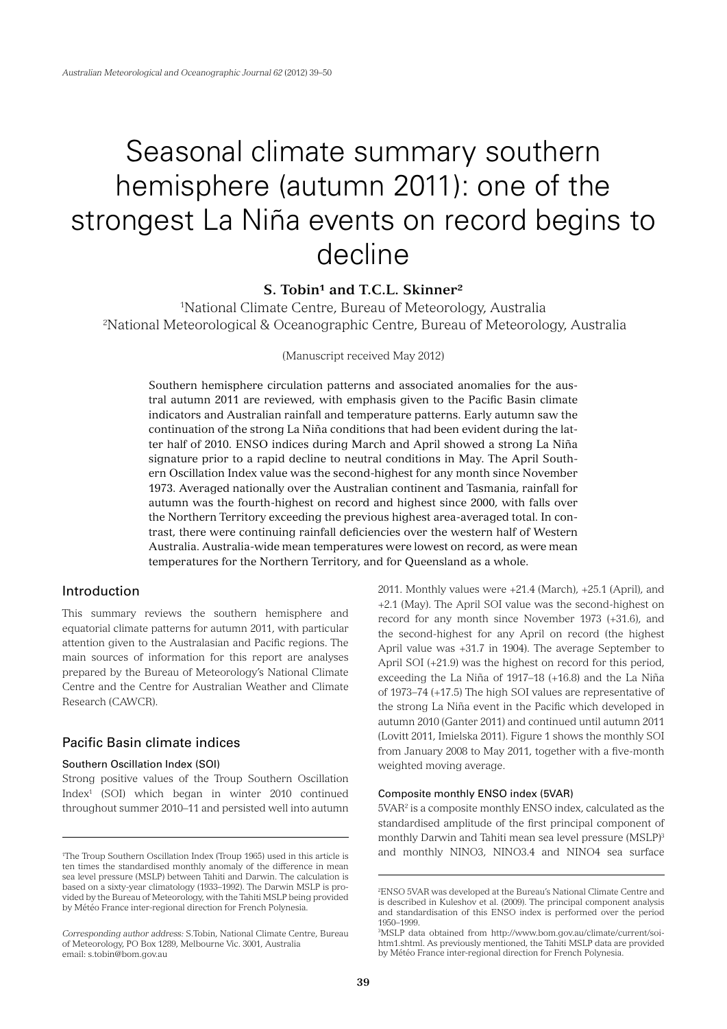# Seasonal climate summary southern hemisphere (autumn 2011): one of the strongest La Niña events on record begins to decline

**S. Tobin[1] and T.C.L. Skinner[2]**

[1]National Climate Centre, Bureau of Meteorology, Australia
[2]National Meteorological & Oceanographic Centre, Bureau of Meteorology, Australia

(Manuscript received May 2012)

Southern hemisphere circulation patterns and associated anomalies for the austral autumn 2011 are reviewed, with emphasis given to the Pacific Basin climate indicators and Australian rainfall and temperature patterns. Early autumn saw the continuation of the strong La Niña conditions that had been evident during the latter half of 2010. ENSO indices during March and April showed a strong La Niña signature prior to a rapid decline to neutral conditions in May. The April Southern Oscillation Index value was the second-highest for any month since November 1973. Averaged nationally over the Australian continent and Tasmania, rainfall for autumn was the fourth-highest on record and highest since 2000, with falls over the Northern Territory exceeding the previous highest area-averaged total. In contrast, there were continuing rainfall deficiencies over the western half of Western Australia. Australia-wide mean temperatures were lowest on record, as were mean temperatures for the Northern Territory, and for Queensland as a whole.

## Introduction

This summary reviews the southern hemisphere and equatorial climate patterns for autumn 2011, with particular attention given to the Australasian and Pacific regions. The main sources of information for this report are analyses prepared by the Bureau of Meteorology's National Climate Centre and the Centre for Australian Weather and Climate Research (CAWCR).

## Pacific Basin climate indices

### Southern Oscillation Index (SOI)

Strong positive values of the Troup Southern Oscillation Index[1] (SOI) which began in winter 2010 continued throughout summer 2010–11 and persisted well into autumn 2011. Monthly values were +21.4 (March), +25.1 (April), and +2.1 (May). The April SOI value was the second-highest on record for any month since November 1973 (+31.6), and the second-highest for any April on record (the highest April value was +31.7 in 1904). The average September to April SOI (+21.9) was the highest on record for this period, exceeding the La Niña of 1917–18 (+16.8) and the La Niña of 1973–74 (+17.5) The high SOI values are representative of the strong La Niña event in the Pacific which developed in autumn 2010 (Ganter 2011) and continued until autumn 2011 (Lovitt 2011, Imielska 2011). Figure 1 shows the monthly SOI from January 2008 to May 2011, together with a five-month weighted moving average.

### Composite monthly ENSO index (5VAR)

5VAR[2] is a composite monthly ENSO index, calculated as the standardised amplitude of the first principal component of monthly Darwin and Tahiti mean sea level pressure (MSLP)[3] and monthly NINO3, NINO3.4 and NINO4 sea surface

---

[1]The Troup Southern Oscillation Index (Troup 1965) used in this article is ten times the standardised monthly anomaly of the difference in mean sea level pressure (MSLP) between Tahiti and Darwin. The calculation is based on a sixty-year climatology (1933–1992). The Darwin MSLP is provided by the Bureau of Meteorology, with the Tahiti MSLP being provided by Météo France inter-regional direction for French Polynesia.

*Corresponding author address:* S.Tobin, National Climate Centre, Bureau of Meteorology, PO Box 1289, Melbourne Vic. 3001, Australia
email: s.tobin@bom.gov.au

[2]ENSO 5VAR was developed at the Bureau's National Climate Centre and is described in Kuleshov et al. (2009). The principal component analysis and standardisation of this ENSO index is performed over the period 1950–1999.

[3]MSLP data obtained from http://www.bom.gov.au/climate/current/soihtm1.shtml. As previously mentioned, the Tahiti MSLP data are provided by Météo France inter-regional direction for French Polynesia.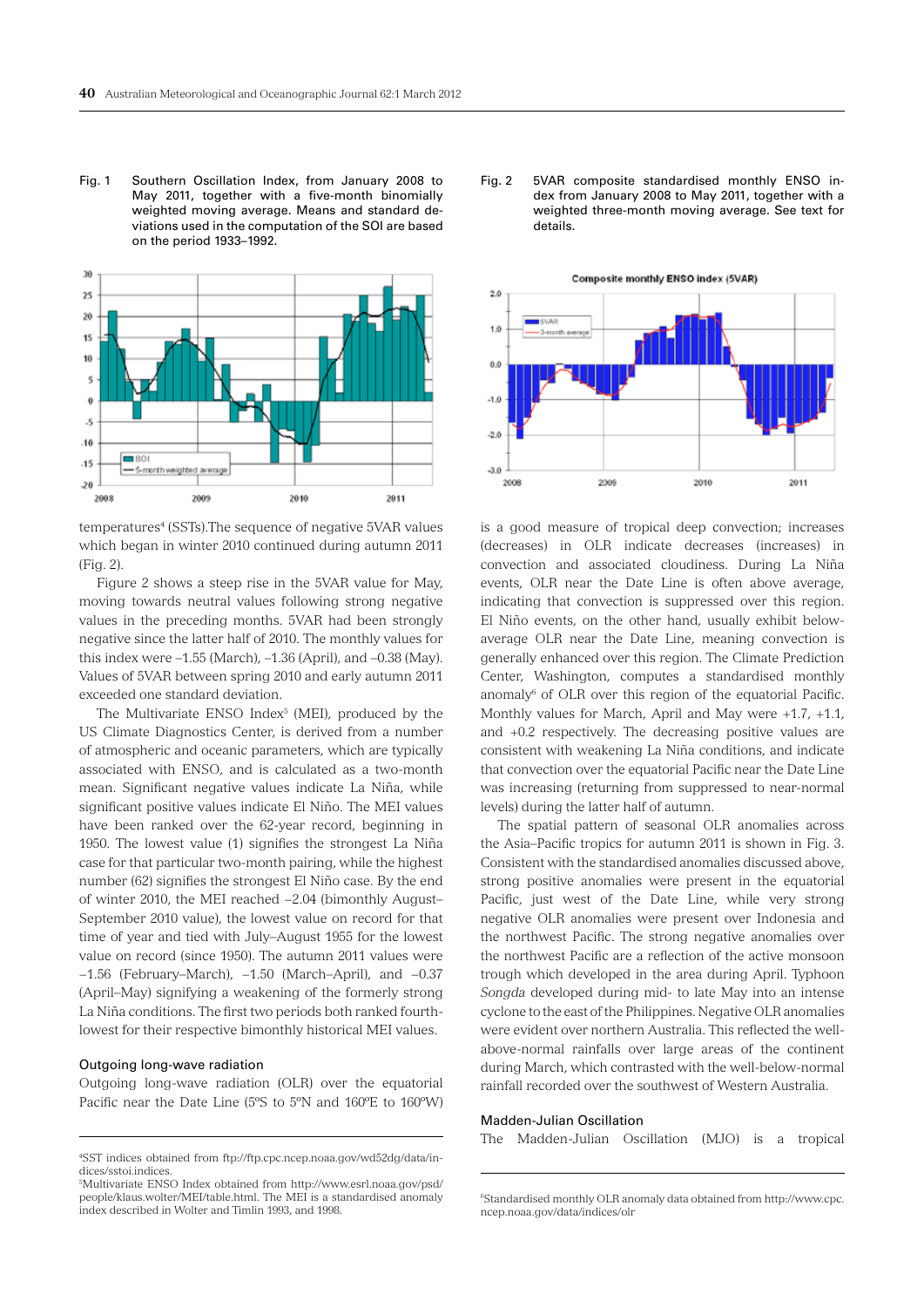Fig. 1 Southern Oscillation Index, from January 2008 to May 2011, together with a five-month binomially weighted moving average. Means and standard deviations used in the computation of the SOI are based on the period 1933–1992.

Fig. 2 5VAR composite standardised monthly ENSO index from January 2008 to May 2011, together with a weighted three-month moving average. See text for details.

temperatures[4] (SSTs).The sequence of negative 5VAR values which began in winter 2010 continued during autumn 2011 (Fig. 2).

Figure 2 shows a steep rise in the 5VAR value for May, moving towards neutral values following strong negative values in the preceding months. 5VAR had been strongly negative since the latter half of 2010. The monthly values for this index were –1.55 (March), –1.36 (April), and –0.38 (May). Values of 5VAR between spring 2010 and early autumn 2011 exceeded one standard deviation.

The Multivariate ENSO Index[5] (MEI), produced by the US Climate Diagnostics Center, is derived from a number of atmospheric and oceanic parameters, which are typically associated with ENSO, and is calculated as a two-month mean. Significant negative values indicate La Niña, while significant positive values indicate El Niño. The MEI values have been ranked over the 62-year record, beginning in 1950. The lowest value (1) signifies the strongest La Niña case for that particular two-month pairing, while the highest number (62) signifies the strongest El Niño case. By the end of winter 2010, the MEI reached –2.04 (bimonthly August–September 2010 value), the lowest value on record for that time of year and tied with July–August 1955 for the lowest value on record (since 1950). The autumn 2011 values were –1.56 (February–March), –1.50 (March–April), and –0.37 (April–May) signifying a weakening of the formerly strong La Niña conditions. The first two periods both ranked fourth-lowest for their respective bimonthly historical MEI values.

### Outgoing long-wave radiation

Outgoing long-wave radiation (OLR) over the equatorial Pacific near the Date Line (5ºS to 5ºN and 160ºE to 160ºW) is a good measure of tropical deep convection; increases (decreases) in OLR indicate decreases (increases) in convection and associated cloudiness. During La Niña events, OLR near the Date Line is often above average, indicating that convection is suppressed over this region. El Niño events, on the other hand, usually exhibit below-average OLR near the Date Line, meaning convection is generally enhanced over this region. The Climate Prediction Center, Washington, computes a standardised monthly anomaly[6] of OLR over this region of the equatorial Pacific. Monthly values for March, April and May were +1.7, +1.1, and +0.2 respectively. The decreasing positive values are consistent with weakening La Niña conditions, and indicate that convection over the equatorial Pacific near the Date Line was increasing (returning from suppressed to near-normal levels) during the latter half of autumn.

The spatial pattern of seasonal OLR anomalies across the Asia–Pacific tropics for autumn 2011 is shown in Fig. 3. Consistent with the standardised anomalies discussed above, strong positive anomalies were present in the equatorial Pacific, just west of the Date Line, while very strong negative OLR anomalies were present over Indonesia and the northwest Pacific. The strong negative anomalies over the northwest Pacific are a reflection of the active monsoon trough which developed in the area during April. Typhoon *Songda* developed during mid- to late May into an intense cyclone to the east of the Philippines. Negative OLR anomalies were evident over northern Australia. This reflected the well-above-normal rainfalls over large areas of the continent during March, which contrasted with the well-below-normal rainfall recorded over the southwest of Western Australia.

### Madden-Julian Oscillation

The Madden-Julian Oscillation (MJO) is a tropical

[4]SST indices obtained from ftp://ftp.cpc.ncep.noaa.gov/wd52dg/data/indices/sstoi.indices.

[5]Multivariate ENSO Index obtained from http://www.esrl.noaa.gov/psd/people/klaus.wolter/MEI/table.html. The MEI is a standardised anomaly index described in Wolter and Timlin 1993, and 1998.

[6]Standardised monthly OLR anomaly data obtained from http://www.cpc.ncep.noaa.gov/data/indices/olr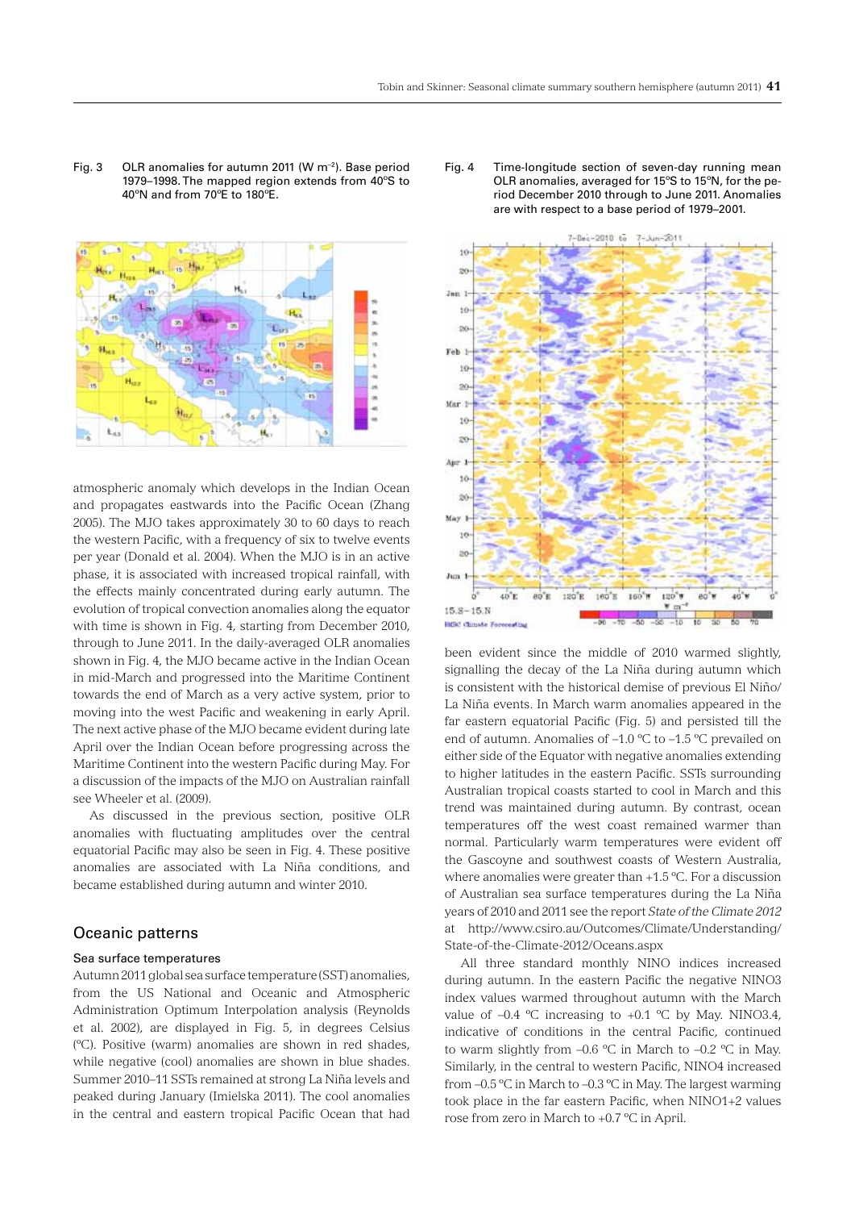Fig. 3 OLR anomalies for autumn 2011 (W m$^{-2}$). Base period 1979–1998. The mapped region extends from 40°S to 40°N and from 70°E to 180°E.

Fig. 4 Time-longitude section of seven-day running mean OLR anomalies, averaged for 15°S to 15°N, for the period December 2010 through to June 2011. Anomalies are with respect to a base period of 1979–2001.

atmospheric anomaly which develops in the Indian Ocean and propagates eastwards into the Pacific Ocean (Zhang 2005). The MJO takes approximately 30 to 60 days to reach the western Pacific, with a frequency of six to twelve events per year (Donald et al. 2004). When the MJO is in an active phase, it is associated with increased tropical rainfall, with the effects mainly concentrated during early autumn. The evolution of tropical convection anomalies along the equator with time is shown in Fig. 4, starting from December 2010, through to June 2011. In the daily-averaged OLR anomalies shown in Fig. 4, the MJO became active in the Indian Ocean in mid-March and progressed into the Maritime Continent towards the end of March as a very active system, prior to moving into the west Pacific and weakening in early April. The next active phase of the MJO became evident during late April over the Indian Ocean before progressing across the Maritime Continent into the western Pacific during May. For a discussion of the impacts of the MJO on Australian rainfall see Wheeler et al. (2009).

As discussed in the previous section, positive OLR anomalies with fluctuating amplitudes over the central equatorial Pacific may also be seen in Fig. 4. These positive anomalies are associated with La Niña conditions, and became established during autumn and winter 2010.

## Oceanic patterns

### Sea surface temperatures

Autumn 2011 global sea surface temperature (SST) anomalies, from the US National and Oceanic and Atmospheric Administration Optimum Interpolation analysis (Reynolds et al. 2002), are displayed in Fig. 5, in degrees Celsius (°C). Positive (warm) anomalies are shown in red shades, while negative (cool) anomalies are shown in blue shades. Summer 2010–11 SSTs remained at strong La Niña levels and peaked during January (Imielska 2011). The cool anomalies in the central and eastern tropical Pacific Ocean that had been evident since the middle of 2010 warmed slightly, signalling the decay of the La Niña during autumn which is consistent with the historical demise of previous El Niño/La Niña events. In March warm anomalies appeared in the far eastern equatorial Pacific (Fig. 5) and persisted till the end of autumn. Anomalies of –1.0 °C to –1.5 °C prevailed on either side of the Equator with negative anomalies extending to higher latitudes in the eastern Pacific. SSTs surrounding Australian tropical coasts started to cool in March and this trend was maintained during autumn. By contrast, ocean temperatures off the west coast remained warmer than normal. Particularly warm temperatures were evident off the Gascoyne and southwest coasts of Western Australia, where anomalies were greater than +1.5 °C. For a discussion of Australian sea surface temperatures during the La Niña years of 2010 and 2011 see the report *State of the Climate 2012* at http://www.csiro.au/Outcomes/Climate/Understanding/State-of-the-Climate-2012/Oceans.aspx

All three standard monthly NINO indices increased during autumn. In the eastern Pacific the negative NINO3 index values warmed throughout autumn with the March value of –0.4 °C increasing to +0.1 °C by May. NINO3.4, indicative of conditions in the central Pacific, continued to warm slightly from –0.6 °C in March to –0.2 °C in May. Similarly, in the central to western Pacific, NINO4 increased from –0.5 °C in March to –0.3 °C in May. The largest warming took place in the far eastern Pacific, when NINO1+2 values rose from zero in March to +0.7 °C in April.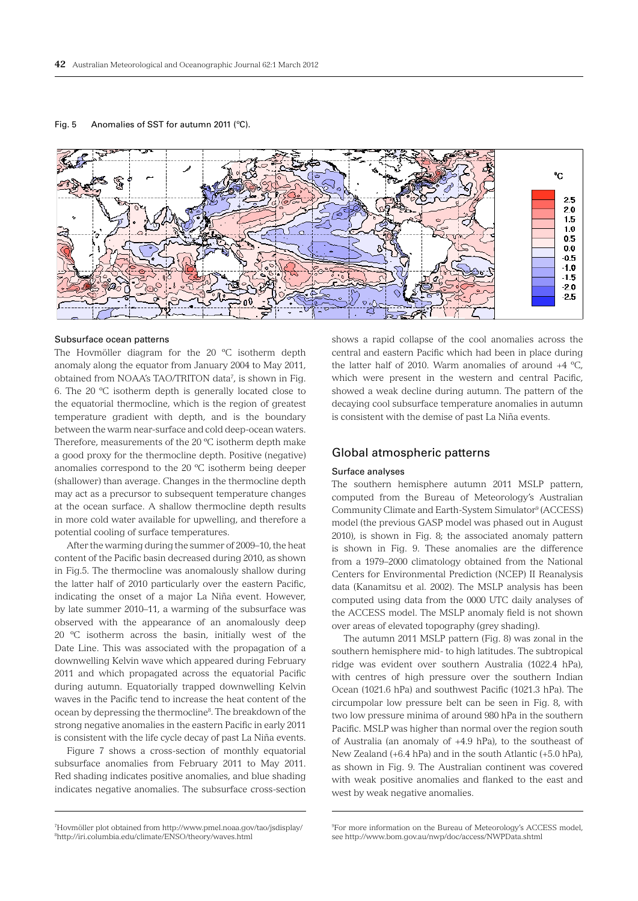Fig. 5 Anomalies of SST for autumn 2011 (°C).

### Subsurface ocean patterns

The Hovmöller diagram for the 20 °C isotherm depth anomaly along the equator from January 2004 to May 2011, obtained from NOAA's TAO/TRITON data[7], is shown in Fig. 6. The 20 °C isotherm depth is generally located close to the equatorial thermocline, which is the region of greatest temperature gradient with depth, and is the boundary between the warm near-surface and cold deep-ocean waters. Therefore, measurements of the 20 °C isotherm depth make a good proxy for the thermocline depth. Positive (negative) anomalies correspond to the 20 °C isotherm being deeper (shallower) than average. Changes in the thermocline depth may act as a precursor to subsequent temperature changes at the ocean surface. A shallow thermocline depth results in more cold water available for upwelling, and therefore a potential cooling of surface temperatures.

After the warming during the summer of 2009–10, the heat content of the Pacific basin decreased during 2010, as shown in Fig.5. The thermocline was anomalously shallow during the latter half of 2010 particularly over the eastern Pacific, indicating the onset of a major La Niña event. However, by late summer 2010–11, a warming of the subsurface was observed with the appearance of an anomalously deep 20 °C isotherm across the basin, initially west of the Date Line. This was associated with the propagation of a downwelling Kelvin wave which appeared during February 2011 and which propagated across the equatorial Pacific during autumn. Equatorially trapped downwelling Kelvin waves in the Pacific tend to increase the heat content of the ocean by depressing the thermocline[8]. The breakdown of the strong negative anomalies in the eastern Pacific in early 2011 is consistent with the life cycle decay of past La Niña events.

Figure 7 shows a cross-section of monthly equatorial subsurface anomalies from February 2011 to May 2011. Red shading indicates positive anomalies, and blue shading indicates negative anomalies. The subsurface cross-section shows a rapid collapse of the cool anomalies across the central and eastern Pacific which had been in place during the latter half of 2010. Warm anomalies of around +4 °C, which were present in the western and central Pacific, showed a weak decline during autumn. The pattern of the decaying cool subsurface temperature anomalies in autumn is consistent with the demise of past La Niña events.

## Global atmospheric patterns

### Surface analyses

The southern hemisphere autumn 2011 MSLP pattern, computed from the Bureau of Meteorology's Australian Community Climate and Earth-System Simulator[9] (ACCESS) model (the previous GASP model was phased out in August 2010), is shown in Fig. 8; the associated anomaly pattern is shown in Fig. 9. These anomalies are the difference from a 1979–2000 climatology obtained from the National Centers for Environmental Prediction (NCEP) II Reanalysis data (Kanamitsu et al. 2002). The MSLP analysis has been computed using data from the 0000 UTC daily analyses of the ACCESS model. The MSLP anomaly field is not shown over areas of elevated topography (grey shading).

The autumn 2011 MSLP pattern (Fig. 8) was zonal in the southern hemisphere mid- to high latitudes. The subtropical ridge was evident over southern Australia (1022.4 hPa), with centres of high pressure over the southern Indian Ocean (1021.6 hPa) and southwest Pacific (1021.3 hPa). The circumpolar low pressure belt can be seen in Fig. 8, with two low pressure minima of around 980 hPa in the southern Pacific. MSLP was higher than normal over the region south of Australia (an anomaly of +4.9 hPa), to the southeast of New Zealand (+6.4 hPa) and in the south Atlantic (+5.0 hPa), as shown in Fig. 9. The Australian continent was covered with weak positive anomalies and flanked to the east and west by weak negative anomalies.

---

[7] Hovmöller plot obtained from http://www.pmel.noaa.gov/tao/jsdisplay/
[8] http://iri.columbia.edu/climate/ENSO/theory/waves.html
[9] For more information on the Bureau of Meteorology's ACCESS model, see http://www.bom.gov.au/nwp/doc/access/NWPData.shtml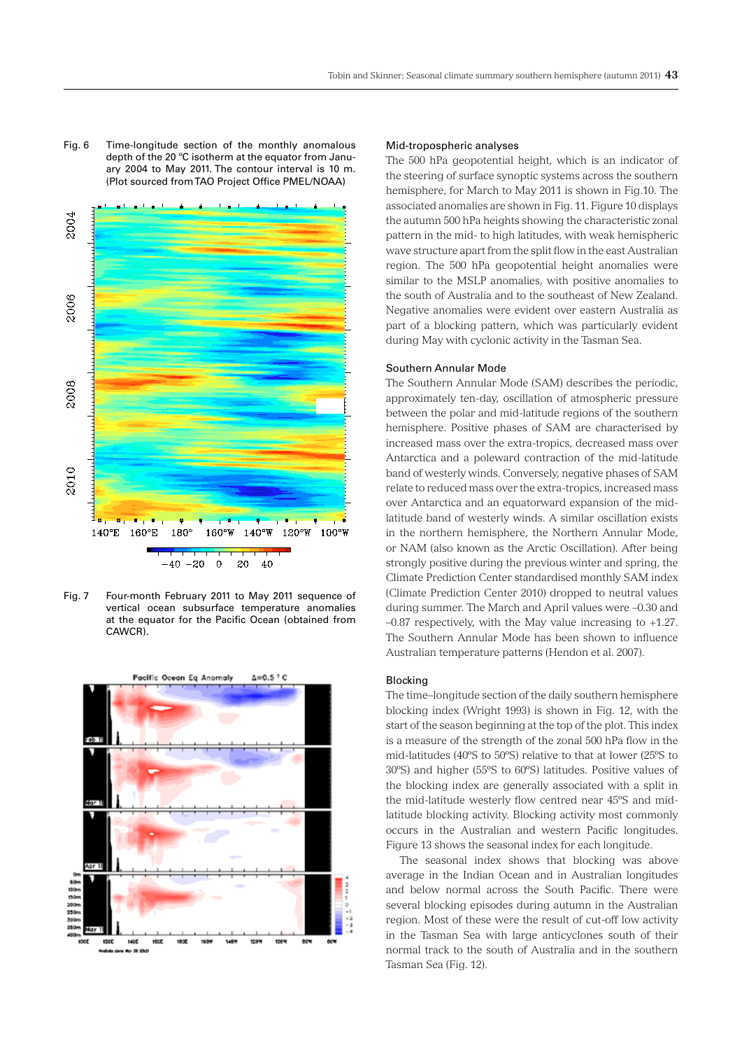Fig. 6 Time-longitude section of the monthly anomalous depth of the 20 °C isotherm at the equator from January 2004 to May 2011. The contour interval is 10 m. (Plot sourced from TAO Project Office PMEL/NOAA)

Fig. 7 Four-month February 2011 to May 2011 sequence of vertical ocean subsurface temperature anomalies at the equator for the Pacific Ocean (obtained from CAWCR).

### Mid-tropospheric analyses

The 500 hPa geopotential height, which is an indicator of the steering of surface synoptic systems across the southern hemisphere, for March to May 2011 is shown in Fig.10. The associated anomalies are shown in Fig. 11. Figure 10 displays the autumn 500 hPa heights showing the characteristic zonal pattern in the mid- to high latitudes, with weak hemispheric wave structure apart from the split flow in the east Australian region. The 500 hPa geopotential height anomalies were similar to the MSLP anomalies, with positive anomalies to the south of Australia and to the southeast of New Zealand. Negative anomalies were evident over eastern Australia as part of a blocking pattern, which was particularly evident during May with cyclonic activity in the Tasman Sea.

### Southern Annular Mode

The Southern Annular Mode (SAM) describes the periodic, approximately ten-day, oscillation of atmospheric pressure between the polar and mid-latitude regions of the southern hemisphere. Positive phases of SAM are characterised by increased mass over the extra-tropics, decreased mass over Antarctica and a poleward contraction of the mid-latitude band of westerly winds. Conversely, negative phases of SAM relate to reduced mass over the extra-tropics, increased mass over Antarctica and an equatorward expansion of the mid-latitude band of westerly winds. A similar oscillation exists in the northern hemisphere, the Northern Annular Mode, or NAM (also known as the Arctic Oscillation). After being strongly positive during the previous winter and spring, the Climate Prediction Center standardised monthly SAM index (Climate Prediction Center 2010) dropped to neutral values during summer. The March and April values were –0.30 and –0.87 respectively, with the May value increasing to +1.27. The Southern Annular Mode has been shown to influence Australian temperature patterns (Hendon et al. 2007).

### Blocking

The time–longitude section of the daily southern hemisphere blocking index (Wright 1993) is shown in Fig. 12, with the start of the season beginning at the top of the plot. This index is a measure of the strength of the zonal 500 hPa flow in the mid-latitudes (40ºS to 50ºS) relative to that at lower (25ºS to 30ºS) and higher (55ºS to 60ºS) latitudes. Positive values of the blocking index are generally associated with a split in the mid-latitude westerly flow centred near 45ºS and mid-latitude blocking activity. Blocking activity most commonly occurs in the Australian and western Pacific longitudes. Figure 13 shows the seasonal index for each longitude.

The seasonal index shows that blocking was above average in the Indian Ocean and in Australian longitudes and below normal across the South Pacific. There were several blocking episodes during autumn in the Australian region. Most of these were the result of cut-off low activity in the Tasman Sea with large anticyclones south of their normal track to the south of Australia and in the southern Tasman Sea (Fig. 12).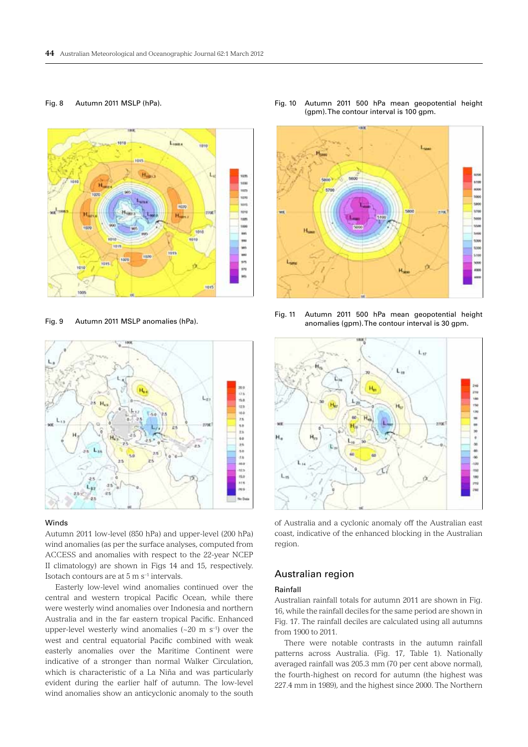Fig. 8 Autumn 2011 MSLP (hPa).

Fig. 9 Autumn 2011 MSLP anomalies (hPa).

Fig. 10 Autumn 2011 500 hPa mean geopotential height (gpm). The contour interval is 100 gpm.

Fig. 11 Autumn 2011 500 hPa mean geopotential height anomalies (gpm). The contour interval is 30 gpm.

### Winds

Autumn 2011 low-level (850 hPa) and upper-level (200 hPa) wind anomalies (as per the surface analyses, computed from ACCESS and anomalies with respect to the 22-year NCEP II climatology) are shown in Figs 14 and 15, respectively. Isotach contours are at 5 m s$^{-1}$ intervals.

Easterly low-level wind anomalies continued over the central and western tropical Pacific Ocean, while there were westerly wind anomalies over Indonesia and northern Australia and in the far eastern tropical Pacific. Enhanced upper-level westerly wind anomalies (~20 m s$^{-1}$) over the west and central equatorial Pacific combined with weak easterly anomalies over the Maritime Continent were indicative of a stronger than normal Walker Circulation, which is characteristic of a La Niña and was particularly evident during the earlier half of autumn. The low-level wind anomalies show an anticyclonic anomaly to the south of Australia and a cyclonic anomaly off the Australian east coast, indicative of the enhanced blocking in the Australian region.

## Australian region

### Rainfall

Australian rainfall totals for autumn 2011 are shown in Fig. 16, while the rainfall deciles for the same period are shown in Fig. 17. The rainfall deciles are calculated using all autumns from 1900 to 2011.

There were notable contrasts in the autumn rainfall patterns across Australia. (Fig. 17, Table 1). Nationally averaged rainfall was 205.3 mm (70 per cent above normal), the fourth-highest on record for autumn (the highest was 227.4 mm in 1989), and the highest since 2000. The Northern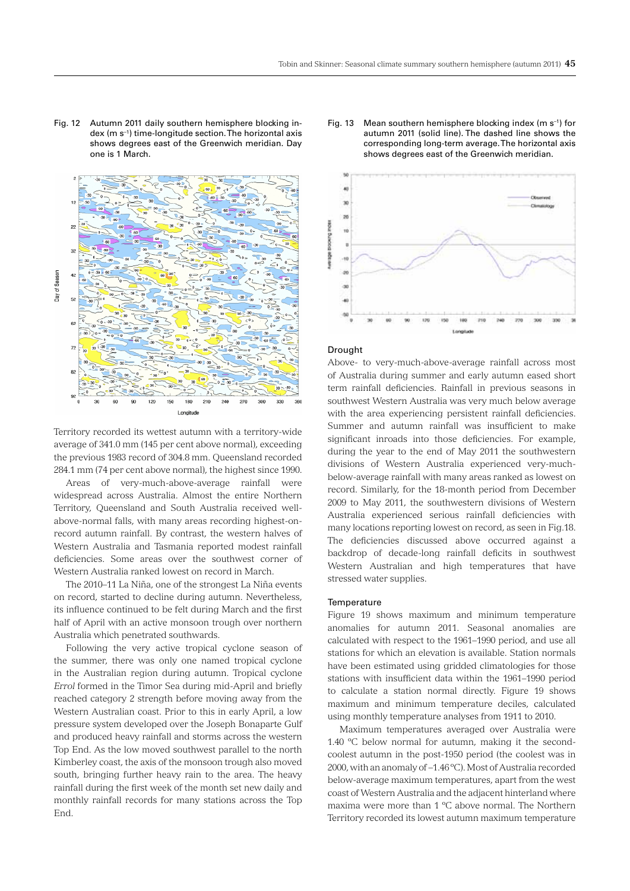Fig. 12 Autumn 2011 daily southern hemisphere blocking index (m s$^{-1}$) time-longitude section. The horizontal axis shows degrees east of the Greenwich meridian. Day one is 1 March.

Fig. 13 Mean southern hemisphere blocking index (m s$^{-1}$) for autumn 2011 (solid line). The dashed line shows the corresponding long-term average. The horizontal axis shows degrees east of the Greenwich meridian.

Territory recorded its wettest autumn with a territory-wide average of 341.0 mm (145 per cent above normal), exceeding the previous 1983 record of 304.8 mm. Queensland recorded 284.1 mm (74 per cent above normal), the highest since 1990.

Areas of very-much-above-average rainfall were widespread across Australia. Almost the entire Northern Territory, Queensland and South Australia received well-above-normal falls, with many areas recording highest-on-record autumn rainfall. By contrast, the western halves of Western Australia and Tasmania reported modest rainfall deficiencies. Some areas over the southwest corner of Western Australia ranked lowest on record in March.

The 2010–11 La Niña, one of the strongest La Niña events on record, started to decline during autumn. Nevertheless, its influence continued to be felt during March and the first half of April with an active monsoon trough over northern Australia which penetrated southwards.

Following the very active tropical cyclone season of the summer, there was only one named tropical cyclone in the Australian region during autumn. Tropical cyclone *Errol* formed in the Timor Sea during mid-April and briefly reached category 2 strength before moving away from the Western Australian coast. Prior to this in early April, a low pressure system developed over the Joseph Bonaparte Gulf and produced heavy rainfall and storms across the western Top End. As the low moved southwest parallel to the north Kimberley coast, the axis of the monsoon trough also moved south, bringing further heavy rain to the area. The heavy rainfall during the first week of the month set new daily and monthly rainfall records for many stations across the Top End.

### Drought

Above- to very-much-above-average rainfall across most of Australia during summer and early autumn eased short term rainfall deficiencies. Rainfall in previous seasons in southwest Western Australia was very much below average with the area experiencing persistent rainfall deficiencies. Summer and autumn rainfall was insufficient to make significant inroads into those deficiencies. For example, during the year to the end of May 2011 the southwestern divisions of Western Australia experienced very-much-below-average rainfall with many areas ranked as lowest on record. Similarly, for the 18-month period from December 2009 to May 2011, the southwestern divisions of Western Australia experienced serious rainfall deficiencies with many locations reporting lowest on record, as seen in Fig.18. The deficiencies discussed above occurred against a backdrop of decade-long rainfall deficits in southwest Western Australian and high temperatures that have stressed water supplies.

### Temperature

Figure 19 shows maximum and minimum temperature anomalies for autumn 2011. Seasonal anomalies are calculated with respect to the 1961–1990 period, and use all stations for which an elevation is available. Station normals have been estimated using gridded climatologies for those stations with insufficient data within the 1961–1990 period to calculate a station normal directly. Figure 19 shows maximum and minimum temperature deciles, calculated using monthly temperature analyses from 1911 to 2010.

Maximum temperatures averaged over Australia were 1.40 °C below normal for autumn, making it the second-coolest autumn in the post-1950 period (the coolest was in 2000, with an anomaly of −1.46 °C). Most of Australia recorded below-average maximum temperatures, apart from the west coast of Western Australia and the adjacent hinterland where maxima were more than 1 °C above normal. The Northern Territory recorded its lowest autumn maximum temperature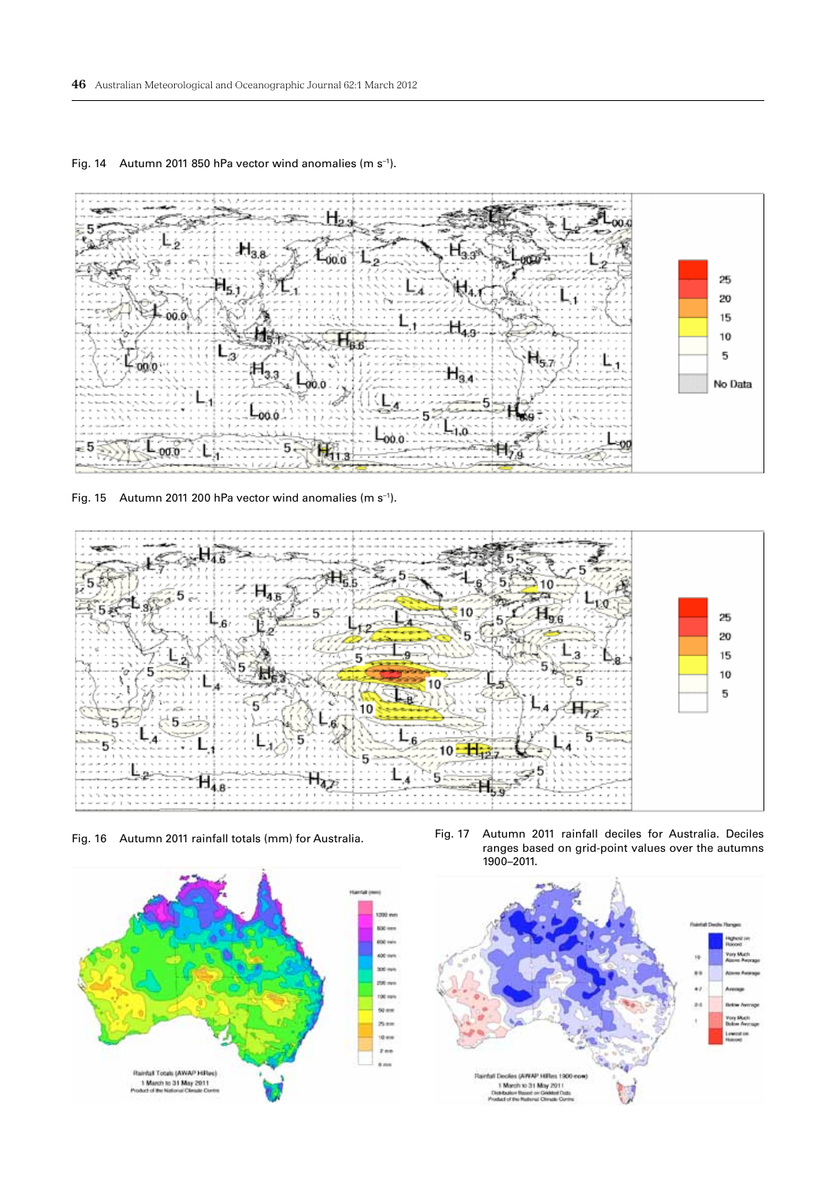Fig. 14 Autumn 2011 850 hPa vector wind anomalies (m $s^{-1}$).

Fig. 15 Autumn 2011 200 hPa vector wind anomalies (m $s^{-1}$).

Fig. 16 Autumn 2011 rainfall totals (mm) for Australia.

Fig. 17 Autumn 2011 rainfall deciles for Australia. Deciles ranges based on grid-point values over the autumns 1900–2011.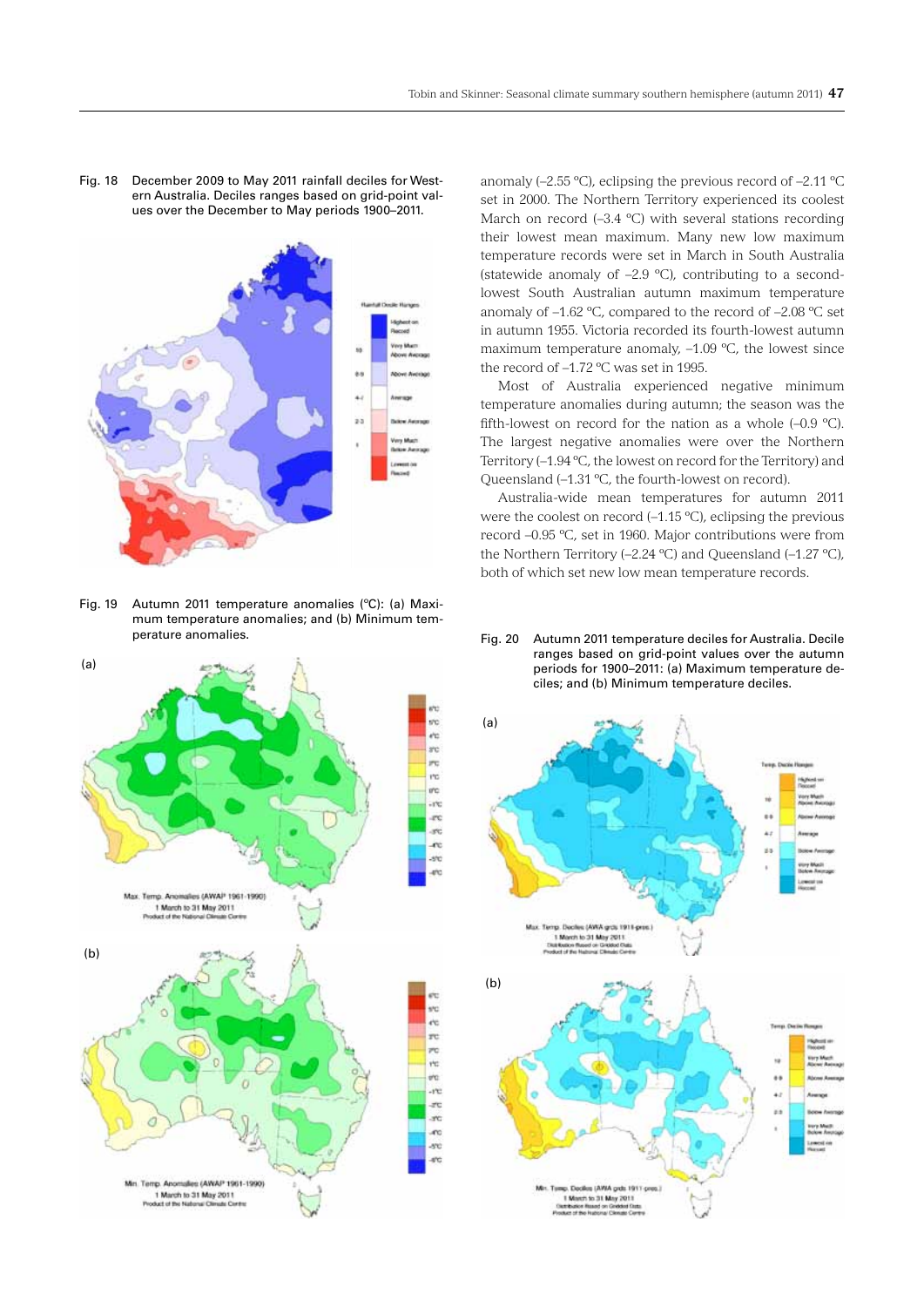Fig. 18 December 2009 to May 2011 rainfall deciles for Western Australia. Deciles ranges based on grid-point values over the December to May periods 1900–2011.

Fig. 19 Autumn 2011 temperature anomalies (°C): (a) Maximum temperature anomalies; and (b) Minimum temperature anomalies.

anomaly (–2.55 °C), eclipsing the previous record of –2.11 °C set in 2000. The Northern Territory experienced its coolest March on record (–3.4 °C) with several stations recording their lowest mean maximum. Many new low maximum temperature records were set in March in South Australia (statewide anomaly of –2.9 °C), contributing to a second-lowest South Australian autumn maximum temperature anomaly of –1.62 °C, compared to the record of –2.08 °C set in autumn 1955. Victoria recorded its fourth-lowest autumn maximum temperature anomaly, –1.09 °C, the lowest since the record of –1.72 °C was set in 1995.

Most of Australia experienced negative minimum temperature anomalies during autumn; the season was the fifth-lowest on record for the nation as a whole (–0.9 °C). The largest negative anomalies were over the Northern Territory (–1.94 °C, the lowest on record for the Territory) and Queensland (–1.31 °C, the fourth-lowest on record).

Australia-wide mean temperatures for autumn 2011 were the coolest on record (–1.15 °C), eclipsing the previous record –0.95 °C, set in 1960. Major contributions were from the Northern Territory (–2.24 °C) and Queensland (–1.27 °C), both of which set new low mean temperature records.

Fig. 20 Autumn 2011 temperature deciles for Australia. Decile ranges based on grid-point values over the autumn periods for 1900–2011: (a) Maximum temperature deciles; and (b) Minimum temperature deciles.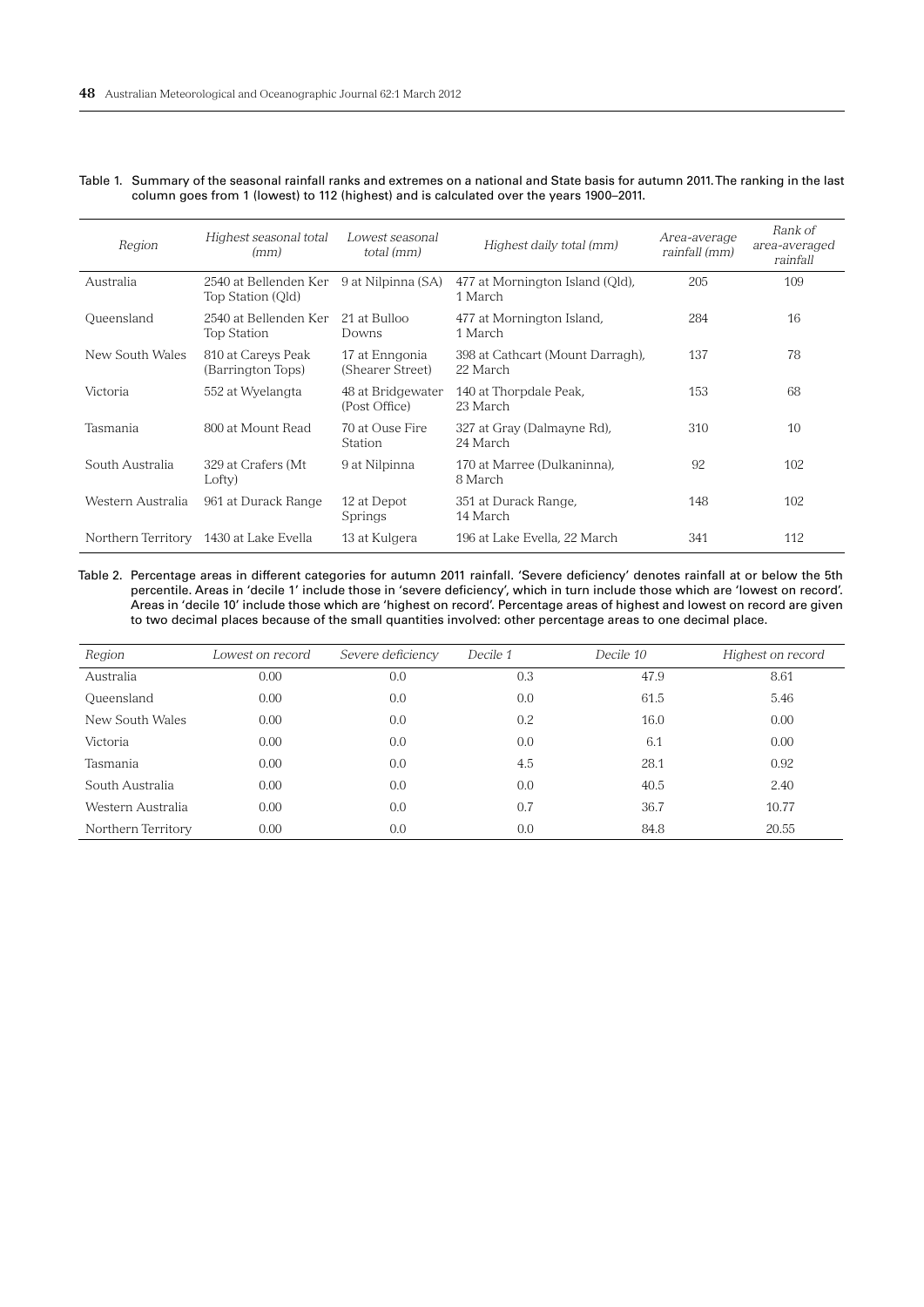Table 1. Summary of the seasonal rainfall ranks and extremes on a national and State basis for autumn 2011. The ranking in the last column goes from 1 (lowest) to 112 (highest) and is calculated over the years 1900–2011.

| *Region* | *Highest seasonal total (mm)* | *Lowest seasonal total (mm)* | *Highest daily total (mm)* | *Area-average rainfall (mm)* | *Rank of area-averaged rainfall* |
|---|---|---|---|---|---|
| Australia | 2540 at Bellenden Ker Top Station (Qld) | 9 at Nilpinna (SA) | 477 at Mornington Island (Qld), 1 March | 205 | 109 |
| Queensland | 2540 at Bellenden Ker Top Station | 21 at Bulloo Downs | 477 at Mornington Island, 1 March | 284 | 16 |
| New South Wales | 810 at Careys Peak (Barrington Tops) | 17 at Enngonia (Shearer Street) | 398 at Cathcart (Mount Darragh), 22 March | 137 | 78 |
| Victoria | 552 at Wyelangta | 48 at Bridgewater (Post Office) | 140 at Thorpdale Peak, 23 March | 153 | 68 |
| Tasmania | 800 at Mount Read | 70 at Ouse Fire Station | 327 at Gray (Dalmayne Rd), 24 March | 310 | 10 |
| South Australia | 329 at Crafers (Mt Lofty) | 9 at Nilpinna | 170 at Marree (Dulkaninna), 8 March | 92 | 102 |
| Western Australia | 961 at Durack Range | 12 at Depot Springs | 351 at Durack Range, 14 March | 148 | 102 |
| Northern Territory | 1430 at Lake Evella | 13 at Kulgera | 196 at Lake Evella, 22 March | 341 | 112 |

Table 2. Percentage areas in different categories for autumn 2011 rainfall. 'Severe deficiency' denotes rainfall at or below the 5th percentile. Areas in 'decile 1' include those in 'severe deficiency', which in turn include those which are 'lowest on record'. Areas in 'decile 10' include those which are 'highest on record'. Percentage areas of highest and lowest on record are given to two decimal places because of the small quantities involved: other percentage areas to one decimal place.

| *Region* | *Lowest on record* | *Severe deficiency* | *Decile 1* | *Decile 10* | *Highest on record* |
|---|---|---|---|---|---|
| Australia | 0.00 | 0.0 | 0.3 | 47.9 | 8.61 |
| Queensland | 0.00 | 0.0 | 0.0 | 61.5 | 5.46 |
| New South Wales | 0.00 | 0.0 | 0.2 | 16.0 | 0.00 |
| Victoria | 0.00 | 0.0 | 0.0 | 6.1 | 0.00 |
| Tasmania | 0.00 | 0.0 | 4.5 | 28.1 | 0.92 |
| South Australia | 0.00 | 0.0 | 0.0 | 40.5 | 2.40 |
| Western Australia | 0.00 | 0.0 | 0.7 | 36.7 | 10.77 |
| Northern Territory | 0.00 | 0.0 | 0.0 | 84.8 | 20.55 |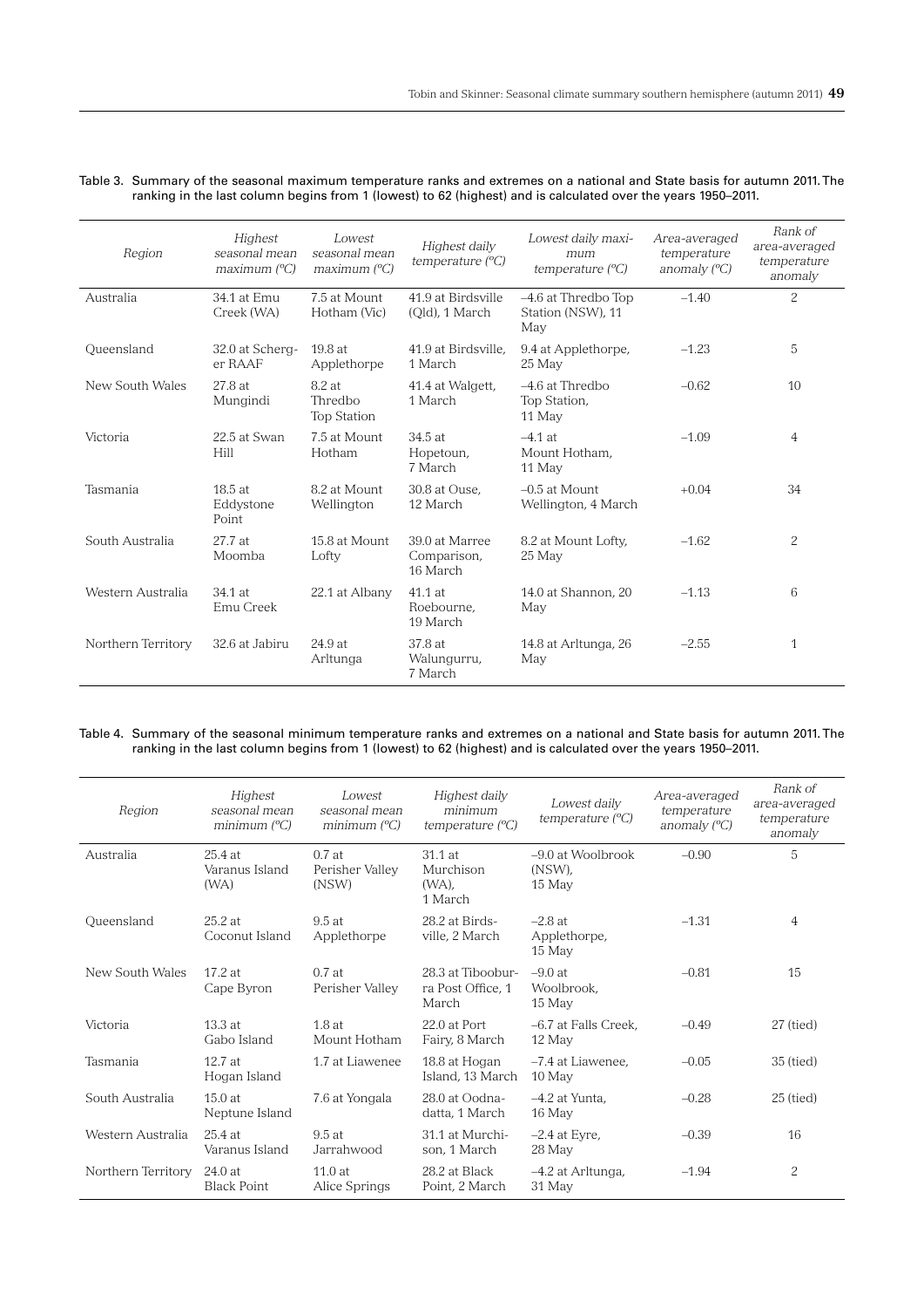Table 3. Summary of the seasonal maximum temperature ranks and extremes on a national and State basis for autumn 2011. The ranking in the last column begins from 1 (lowest) to 62 (highest) and is calculated over the years 1950–2011.

| *Region* | *Highest seasonal mean maximum (°C)* | *Lowest seasonal mean maximum (°C)* | *Highest daily temperature (°C)* | *Lowest daily maximum temperature (°C)* | *Area-averaged temperature anomaly (°C)* | *Rank of area-averaged temperature anomaly* |
|---|---|---|---|---|---|---|
| Australia | 34.1 at Emu Creek (WA) | 7.5 at Mount Hotham (Vic) | 41.9 at Birdsville (Qld), 1 March | –4.6 at Thredbo Top Station (NSW), 11 May | –1.40 | 2 |
| Queensland | 32.0 at Scherger RAAF | 19.8 at Applethorpe | 41.9 at Birdsville, 1 March | 9.4 at Applethorpe, 25 May | –1.23 | 5 |
| New South Wales | 27.8 at Mungindi | 8.2 at Thredbo Top Station | 41.4 at Walgett, 1 March | –4.6 at Thredbo Top Station, 11 May | –0.62 | 10 |
| Victoria | 22.5 at Swan Hill | 7.5 at Mount Hotham | 34.5 at Hopetoun, 7 March | –4.1 at Mount Hotham, 11 May | –1.09 | 4 |
| Tasmania | 18.5 at Eddystone Point | 8.2 at Mount Wellington | 30.8 at Ouse, 12 March | –0.5 at Mount Wellington, 4 March | +0.04 | 34 |
| South Australia | 27.7 at Moomba | 15.8 at Mount Lofty | 39.0 at Marree Comparison, 16 March | 8.2 at Mount Lofty, 25 May | –1.62 | 2 |
| Western Australia | 34.1 at Emu Creek | 22.1 at Albany | 41.1 at Roebourne, 19 March | 14.0 at Shannon, 20 May | –1.13 | 6 |
| Northern Territory | 32.6 at Jabiru | 24.9 at Arltunga | 37.8 at Walungurru, 7 March | 14.8 at Arltunga, 26 May | –2.55 | 1 |

Table 4. Summary of the seasonal minimum temperature ranks and extremes on a national and State basis for autumn 2011. The ranking in the last column begins from 1 (lowest) to 62 (highest) and is calculated over the years 1950–2011.

| *Region* | *Highest seasonal mean minimum (°C)* | *Lowest seasonal mean minimum (°C)* | *Highest daily minimum temperature (°C)* | *Lowest daily temperature (°C)* | *Area-averaged temperature anomaly (°C)* | *Rank of area-averaged temperature anomaly* |
|---|---|---|---|---|---|---|
| Australia | 25.4 at Varanus Island (WA) | 0.7 at Perisher Valley (NSW) | 31.1 at Murchison (WA), 1 March | –9.0 at Woolbrook (NSW), 15 May | –0.90 | 5 |
| Queensland | 25.2 at Coconut Island | 9.5 at Applethorpe | 28.2 at Birdsville, 2 March | –2.8 at Applethorpe, 15 May | –1.31 | 4 |
| New South Wales | 17.2 at Cape Byron | 0.7 at Perisher Valley | 28.3 at Tibooburra Post Office, 1 March | –9.0 at Woolbrook, 15 May | –0.81 | 15 |
| Victoria | 13.3 at Gabo Island | 1.8 at Mount Hotham | 22.0 at Port Fairy, 8 March | –6.7 at Falls Creek, 12 May | –0.49 | 27 (tied) |
| Tasmania | 12.7 at Hogan Island | 1.7 at Liawenee | 18.8 at Hogan Island, 13 March | –7.4 at Liawenee, 10 May | –0.05 | 35 (tied) |
| South Australia | 15.0 at Neptune Island | 7.6 at Yongala | 28.0 at Oodnadatta, 1 March | –4.2 at Yunta, 16 May | –0.28 | 25 (tied) |
| Western Australia | 25.4 at Varanus Island | 9.5 at Jarrahwood | 31.1 at Murchison, 1 March | –2.4 at Eyre, 28 May | –0.39 | 16 |
| Northern Territory | 24.0 at Black Point | 11.0 at Alice Springs | 28.2 at Black Point, 2 March | –4.2 at Arltunga, 31 May | –1.94 | 2 |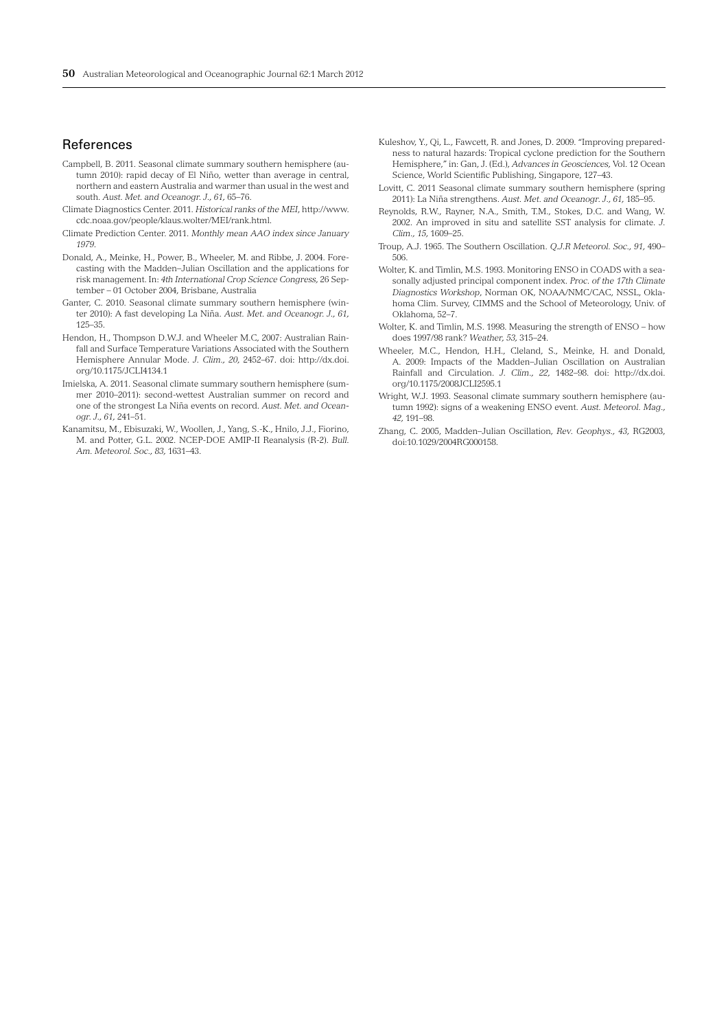## References

Campbell, B. 2011. Seasonal climate summary southern hemisphere (autumn 2010): rapid decay of El Niño, wetter than average in central, northern and eastern Australia and warmer than usual in the west and south. *Aust. Met. and Oceanogr. J., 61,* 65–76.

Climate Diagnostics Center. 2011. *Historical ranks of the MEI*, http://www.cdc.noaa.gov/people/klaus.wolter/MEI/rank.html.

Climate Prediction Center. 2011. *Monthly mean AAO index since January 1979.*

Donald, A., Meinke, H., Power, B., Wheeler, M. and Ribbe, J. 2004. Forecasting with the Madden–Julian Oscillation and the applications for risk management. In: *4th International Crop Science Congress*, 26 September – 01 October 2004, Brisbane, Australia

Ganter, C. 2010. Seasonal climate summary southern hemisphere (winter 2010): A fast developing La Niña. *Aust. Met. and Oceanogr. J., 61,* 125–35.

Hendon, H., Thompson D.W.J. and Wheeler M.C, 2007: Australian Rainfall and Surface Temperature Variations Associated with the Southern Hemisphere Annular Mode. *J. Clim., 20,* 2452–67. doi: http://dx.doi.org/10.1175/JCLI4134.1

Imielska, A. 2011. Seasonal climate summary southern hemisphere (summer 2010–2011): second-wettest Australian summer on record and one of the strongest La Niña events on record. *Aust. Met. and Oceanogr. J., 61,* 241–51.

Kanamitsu, M., Ebisuzaki, W., Woollen, J., Yang, S.-K., Hnilo, J.J., Fiorino, M. and Potter, G.L. 2002. NCEP-DOE AMIP-II Reanalysis (R-2). *Bull. Am. Meteorol. Soc., 83,* 1631–43.

Kuleshov, Y., Qi, L., Fawcett, R. and Jones, D. 2009. "Improving preparedness to natural hazards: Tropical cyclone prediction for the Southern Hemisphere," in: Gan, J. (Ed.), *Advances in Geosciences*, Vol. 12 Ocean Science, World Scientific Publishing, Singapore, 127–43.

Lovitt, C. 2011 Seasonal climate summary southern hemisphere (spring 2011): La Niña strengthens. *Aust. Met. and Oceanogr. J., 61,* 185–95.

Reynolds, R.W., Rayner, N.A., Smith, T.M., Stokes, D.C. and Wang, W. 2002. An improved in situ and satellite SST analysis for climate. *J. Clim., 15,* 1609–25.

Troup, A.J. 1965. The Southern Oscillation. *Q.J.R Meteorol. Soc., 91,* 490–506.

Wolter, K. and Timlin, M.S. 1993. Monitoring ENSO in COADS with a seasonally adjusted principal component index. *Proc. of the 17th Climate Diagnostics Workshop*, Norman OK, NOAA/NMC/CAC, NSSL, Oklahoma Clim. Survey, CIMMS and the School of Meteorology, Univ. of Oklahoma, 52–7.

Wolter, K. and Timlin, M.S. 1998. Measuring the strength of ENSO – how does 1997/98 rank? *Weather, 53,* 315–24.

Wheeler, M.C., Hendon, H.H., Cleland, S., Meinke, H. and Donald, A. 2009: Impacts of the Madden–Julian Oscillation on Australian Rainfall and Circulation. *J. Clim., 22,* 1482–98. doi: http://dx.doi.org/10.1175/2008JCLI2595.1

Wright, W.J. 1993. Seasonal climate summary southern hemisphere (autumn 1992): signs of a weakening ENSO event. *Aust. Meteorol. Mag., 42,* 191–98.

Zhang, C. 2005, Madden–Julian Oscillation, *Rev. Geophys., 43,* RG2003, doi:10.1029/2004RG000158.